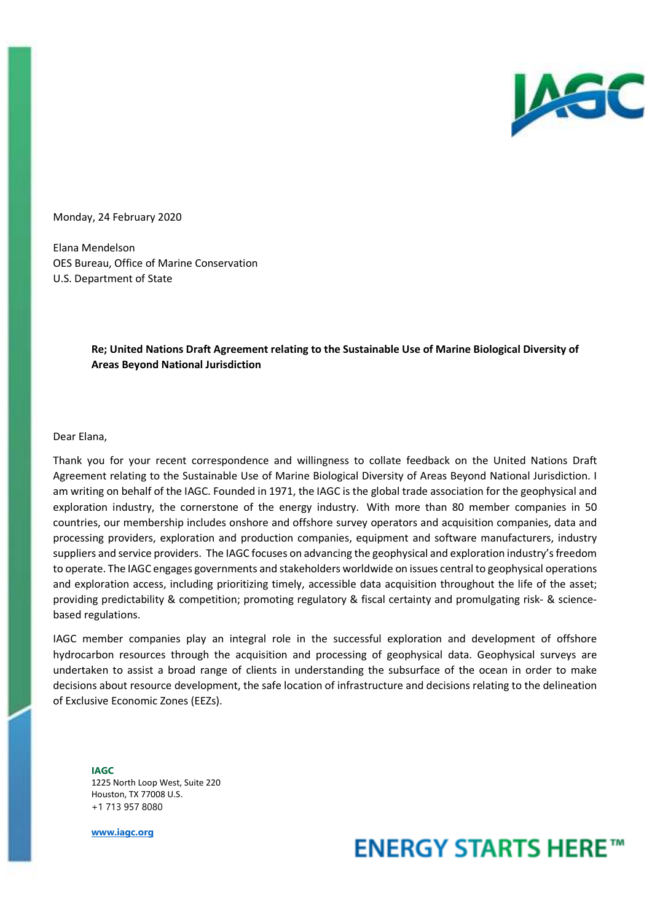Monday, 24 February 2020

Elana Mendelson
OES Bureau, Office of Marine Conservation
U.S. Department of State

**Re; United Nations Draft Agreement relating to the Sustainable Use of Marine Biological Diversity of Areas Beyond National Jurisdiction**

Dear Elana,

Thank you for your recent correspondence and willingness to collate feedback on the United Nations Draft Agreement relating to the Sustainable Use of Marine Biological Diversity of Areas Beyond National Jurisdiction. I am writing on behalf of the IAGC. Founded in 1971, the IAGC is the global trade association for the geophysical and exploration industry, the cornerstone of the energy industry. With more than 80 member companies in 50 countries, our membership includes onshore and offshore survey operators and acquisition companies, data and processing providers, exploration and production companies, equipment and software manufacturers, industry suppliers and service providers. The IAGC focuses on advancing the geophysical and exploration industry's freedom to operate. The IAGC engages governments and stakeholders worldwide on issues central to geophysical operations and exploration access, including prioritizing timely, accessible data acquisition throughout the life of the asset; providing predictability & competition; promoting regulatory & fiscal certainty and promulgating risk- & science-based regulations.

IAGC member companies play an integral role in the successful exploration and development of offshore hydrocarbon resources through the acquisition and processing of geophysical data. Geophysical surveys are undertaken to assist a broad range of clients in understanding the subsurface of the ocean in order to make decisions about resource development, the safe location of infrastructure and decisions relating to the delineation of Exclusive Economic Zones (EEZs).

**IAGC**
1225 North Loop West, Suite 220
Houston, TX 77008 U.S.
+1 713 957 8080

www.iagc.org

**ENERGY STARTS HERE™**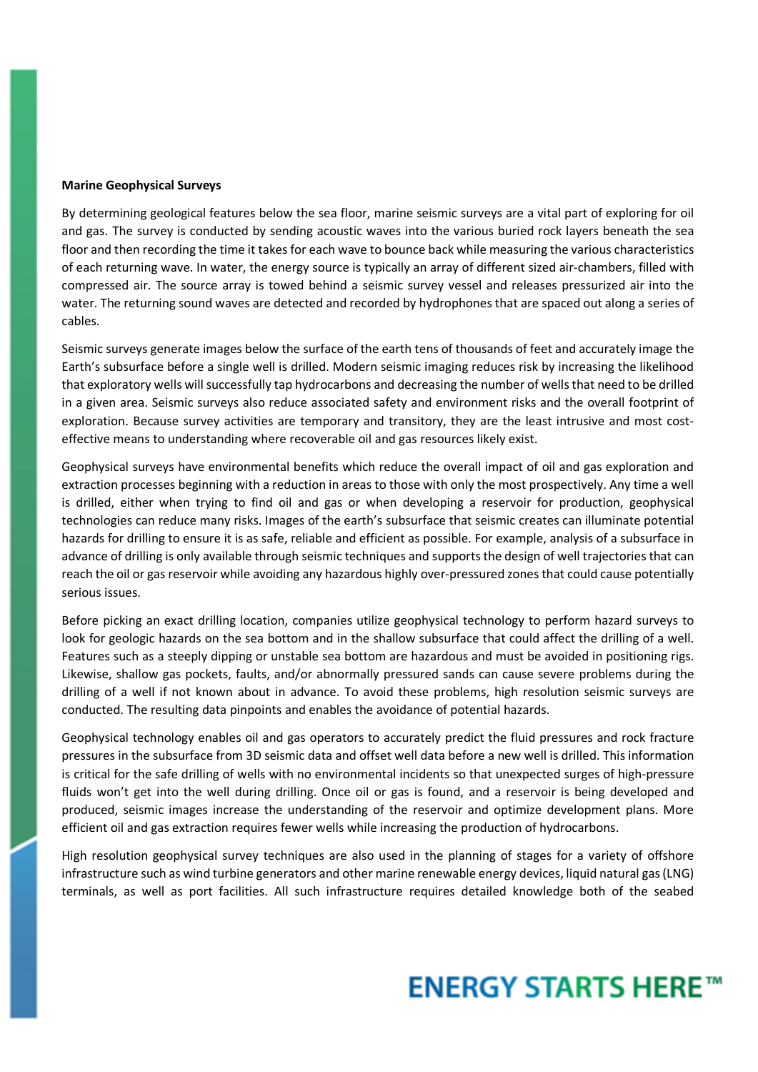**Marine Geophysical Surveys**

By determining geological features below the sea floor, marine seismic surveys are a vital part of exploring for oil and gas. The survey is conducted by sending acoustic waves into the various buried rock layers beneath the sea floor and then recording the time it takes for each wave to bounce back while measuring the various characteristics of each returning wave. In water, the energy source is typically an array of different sized air-chambers, filled with compressed air. The source array is towed behind a seismic survey vessel and releases pressurized air into the water. The returning sound waves are detected and recorded by hydrophones that are spaced out along a series of cables.

Seismic surveys generate images below the surface of the earth tens of thousands of feet and accurately image the Earth's subsurface before a single well is drilled. Modern seismic imaging reduces risk by increasing the likelihood that exploratory wells will successfully tap hydrocarbons and decreasing the number of wells that need to be drilled in a given area. Seismic surveys also reduce associated safety and environment risks and the overall footprint of exploration. Because survey activities are temporary and transitory, they are the least intrusive and most cost-effective means to understanding where recoverable oil and gas resources likely exist.

Geophysical surveys have environmental benefits which reduce the overall impact of oil and gas exploration and extraction processes beginning with a reduction in areas to those with only the most prospectively. Any time a well is drilled, either when trying to find oil and gas or when developing a reservoir for production, geophysical technologies can reduce many risks. Images of the earth's subsurface that seismic creates can illuminate potential hazards for drilling to ensure it is as safe, reliable and efficient as possible. For example, analysis of a subsurface in advance of drilling is only available through seismic techniques and supports the design of well trajectories that can reach the oil or gas reservoir while avoiding any hazardous highly over-pressured zones that could cause potentially serious issues.

Before picking an exact drilling location, companies utilize geophysical technology to perform hazard surveys to look for geologic hazards on the sea bottom and in the shallow subsurface that could affect the drilling of a well. Features such as a steeply dipping or unstable sea bottom are hazardous and must be avoided in positioning rigs. Likewise, shallow gas pockets, faults, and/or abnormally pressured sands can cause severe problems during the drilling of a well if not known about in advance. To avoid these problems, high resolution seismic surveys are conducted. The resulting data pinpoints and enables the avoidance of potential hazards.

Geophysical technology enables oil and gas operators to accurately predict the fluid pressures and rock fracture pressures in the subsurface from 3D seismic data and offset well data before a new well is drilled. This information is critical for the safe drilling of wells with no environmental incidents so that unexpected surges of high-pressure fluids won't get into the well during drilling. Once oil or gas is found, and a reservoir is being developed and produced, seismic images increase the understanding of the reservoir and optimize development plans. More efficient oil and gas extraction requires fewer wells while increasing the production of hydrocarbons.

High resolution geophysical survey techniques are also used in the planning of stages for a variety of offshore infrastructure such as wind turbine generators and other marine renewable energy devices, liquid natural gas (LNG) terminals, as well as port facilities. All such infrastructure requires detailed knowledge both of the seabed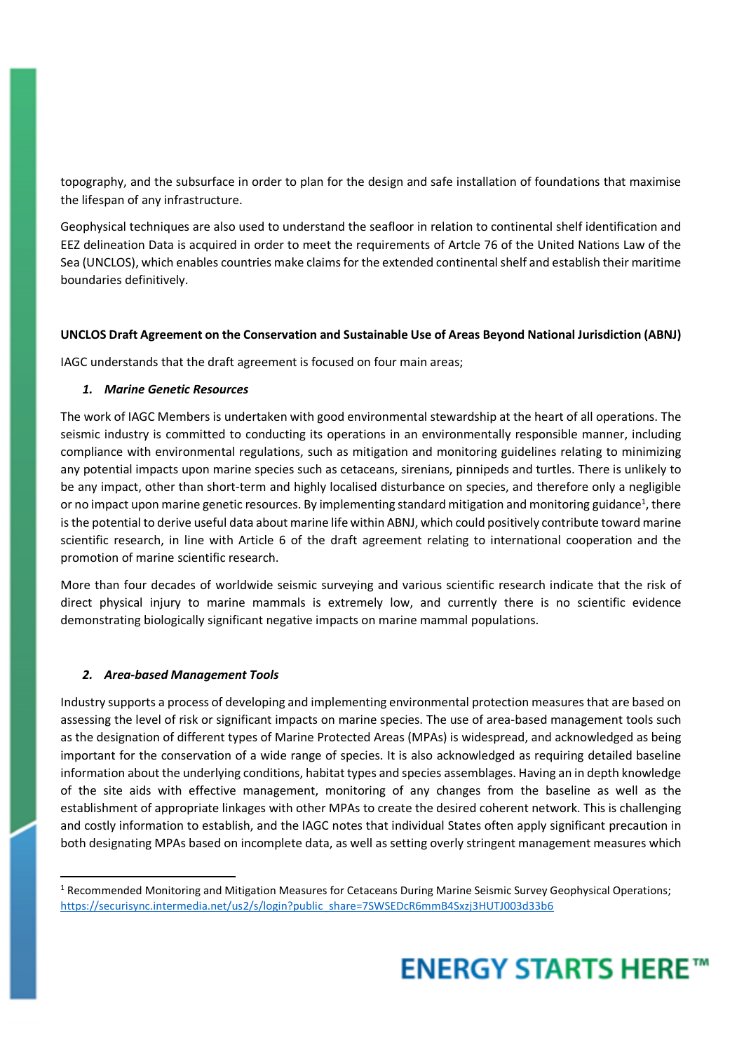topography, and the subsurface in order to plan for the design and safe installation of foundations that maximise the lifespan of any infrastructure.

Geophysical techniques are also used to understand the seafloor in relation to continental shelf identification and EEZ delineation Data is acquired in order to meet the requirements of Artcle 76 of the United Nations Law of the Sea (UNCLOS), which enables countries make claims for the extended continental shelf and establish their maritime boundaries definitively.

**UNCLOS Draft Agreement on the Conservation and Sustainable Use of Areas Beyond National Jurisdiction (ABNJ)**

IAGC understands that the draft agreement is focused on four main areas;

1. ***Marine Genetic Resources***

The work of IAGC Members is undertaken with good environmental stewardship at the heart of all operations. The seismic industry is committed to conducting its operations in an environmentally responsible manner, including compliance with environmental regulations, such as mitigation and monitoring guidelines relating to minimizing any potential impacts upon marine species such as cetaceans, sirenians, pinnipeds and turtles. There is unlikely to be any impact, other than short-term and highly localised disturbance on species, and therefore only a negligible or no impact upon marine genetic resources. By implementing standard mitigation and monitoring guidance[1], there is the potential to derive useful data about marine life within ABNJ, which could positively contribute toward marine scientific research, in line with Article 6 of the draft agreement relating to international cooperation and the promotion of marine scientific research.

More than four decades of worldwide seismic surveying and various scientific research indicate that the risk of direct physical injury to marine mammals is extremely low, and currently there is no scientific evidence demonstrating biologically significant negative impacts on marine mammal populations.

2. ***Area-based Management Tools***

Industry supports a process of developing and implementing environmental protection measures that are based on assessing the level of risk or significant impacts on marine species. The use of area-based management tools such as the designation of different types of Marine Protected Areas (MPAs) is widespread, and acknowledged as being important for the conservation of a wide range of species. It is also acknowledged as requiring detailed baseline information about the underlying conditions, habitat types and species assemblages. Having an in depth knowledge of the site aids with effective management, monitoring of any changes from the baseline as well as the establishment of appropriate linkages with other MPAs to create the desired coherent network. This is challenging and costly information to establish, and the IAGC notes that individual States often apply significant precaution in both designating MPAs based on incomplete data, as well as setting overly stringent management measures which

[1] Recommended Monitoring and Mitigation Measures for Cetaceans During Marine Seismic Survey Geophysical Operations; https://securisync.intermedia.net/us2/s/login?public_share=7SWSEDcR6mmB4Sxzj3HUTJ003d33b6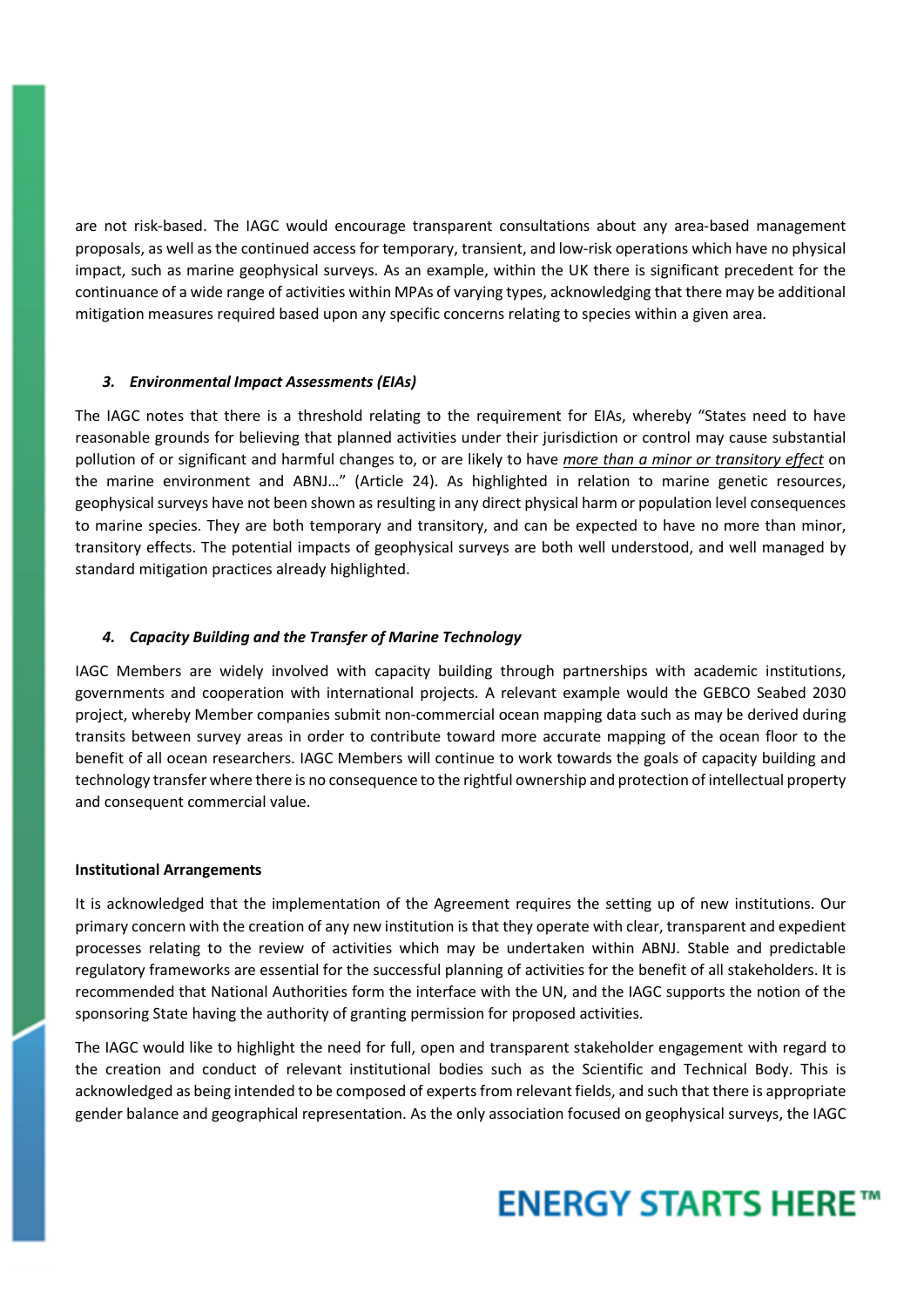are not risk-based. The IAGC would encourage transparent consultations about any area-based management proposals, as well as the continued access for temporary, transient, and low-risk operations which have no physical impact, such as marine geophysical surveys. As an example, within the UK there is significant precedent for the continuance of a wide range of activities within MPAs of varying types, acknowledging that there may be additional mitigation measures required based upon any specific concerns relating to species within a given area.

### *3. Environmental Impact Assessments (EIAs)*

The IAGC notes that there is a threshold relating to the requirement for EIAs, whereby "States need to have reasonable grounds for believing that planned activities under their jurisdiction or control may cause substantial pollution of or significant and harmful changes to, or are likely to have *more than a minor or transitory effect* on the marine environment and ABNJ…" (Article 24). As highlighted in relation to marine genetic resources, geophysical surveys have not been shown as resulting in any direct physical harm or population level consequences to marine species. They are both temporary and transitory, and can be expected to have no more than minor, transitory effects. The potential impacts of geophysical surveys are both well understood, and well managed by standard mitigation practices already highlighted.

### *4. Capacity Building and the Transfer of Marine Technology*

IAGC Members are widely involved with capacity building through partnerships with academic institutions, governments and cooperation with international projects. A relevant example would the GEBCO Seabed 2030 project, whereby Member companies submit non-commercial ocean mapping data such as may be derived during transits between survey areas in order to contribute toward more accurate mapping of the ocean floor to the benefit of all ocean researchers. IAGC Members will continue to work towards the goals of capacity building and technology transfer where there is no consequence to the rightful ownership and protection of intellectual property and consequent commercial value.

**Institutional Arrangements**

It is acknowledged that the implementation of the Agreement requires the setting up of new institutions. Our primary concern with the creation of any new institution is that they operate with clear, transparent and expedient processes relating to the review of activities which may be undertaken within ABNJ. Stable and predictable regulatory frameworks are essential for the successful planning of activities for the benefit of all stakeholders. It is recommended that National Authorities form the interface with the UN, and the IAGC supports the notion of the sponsoring State having the authority of granting permission for proposed activities.

The IAGC would like to highlight the need for full, open and transparent stakeholder engagement with regard to the creation and conduct of relevant institutional bodies such as the Scientific and Technical Body. This is acknowledged as being intended to be composed of experts from relevant fields, and such that there is appropriate gender balance and geographical representation. As the only association focused on geophysical surveys, the IAGC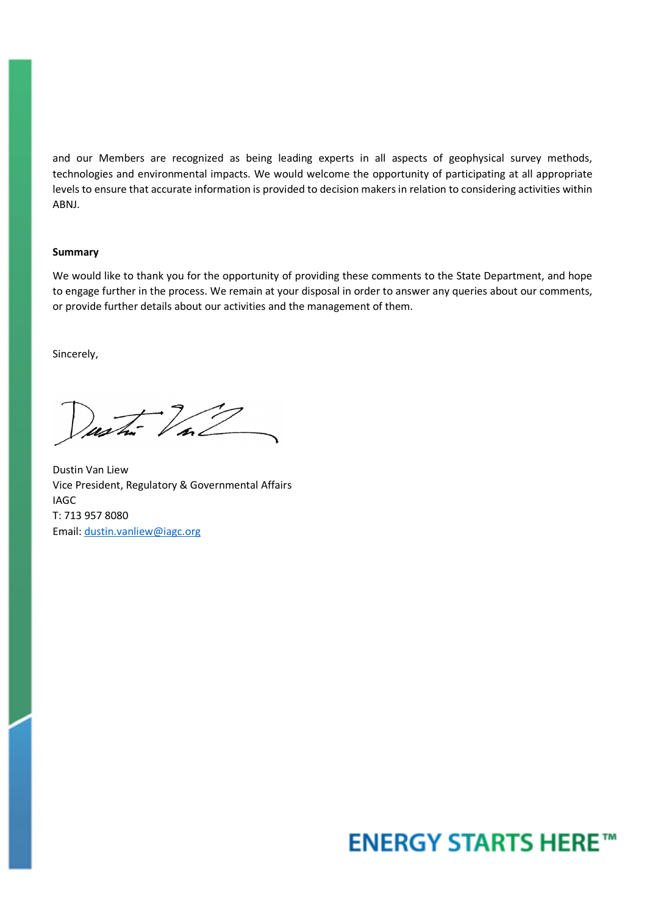and our Members are recognized as being leading experts in all aspects of geophysical survey methods, technologies and environmental impacts. We would welcome the opportunity of participating at all appropriate levels to ensure that accurate information is provided to decision makers in relation to considering activities within ABNJ.

**Summary**

We would like to thank you for the opportunity of providing these comments to the State Department, and hope to engage further in the process. We remain at your disposal in order to answer any queries about our comments, or provide further details about our activities and the management of them.

Sincerely,

Dustin Van Liew
Vice President, Regulatory & Governmental Affairs
IAGC
T: 713 957 8080
Email: dustin.vanliew@iagc.org